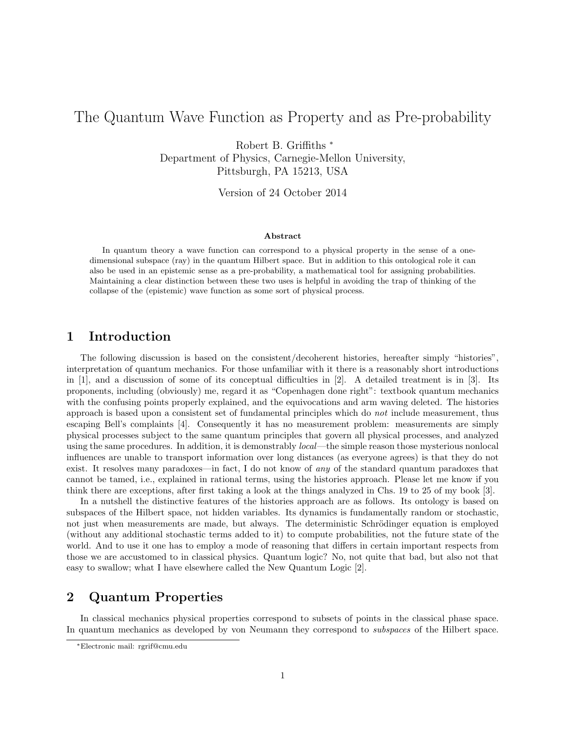# The Quantum Wave Function as Property and as Pre-probability

Robert B. Griffiths *
Department of Physics, Carnegie-Mellon University,
Pittsburgh, PA 15213, USA

Version of 24 October 2014

### Abstract

In quantum theory a wave function can correspond to a physical property in the sense of a one-dimensional subspace (ray) in the quantum Hilbert space. But in addition to this ontological role it can also be used in an epistemic sense as a pre-probability, a mathematical tool for assigning probabilities. Maintaining a clear distinction between these two uses is helpful in avoiding the trap of thinking of the collapse of the (epistemic) wave function as some sort of physical process.

## 1 Introduction

The following discussion is based on the consistent/decoherent histories, hereafter simply "histories", interpretation of quantum mechanics. For those unfamiliar with it there is a reasonably short introductions in [1], and a discussion of some of its conceptual difficulties in [2]. A detailed treatment is in [3]. Its proponents, including (obviously) me, regard it as "Copenhagen done right": textbook quantum mechanics with the confusing points properly explained, and the equivocations and arm waving deleted. The histories approach is based upon a consistent set of fundamental principles which do *not* include measurement, thus escaping Bell's complaints [4]. Consequently it has no measurement problem: measurements are simply physical processes subject to the same quantum principles that govern all physical processes, and analyzed using the same procedures. In addition, it is demonstrably *local*—the simple reason those mysterious nonlocal influences are unable to transport information over long distances (as everyone agrees) is that they do not exist. It resolves many paradoxes—in fact, I do not know of *any* of the standard quantum paradoxes that cannot be tamed, i.e., explained in rational terms, using the histories approach. Please let me know if you think there are exceptions, after first taking a look at the things analyzed in Chs. 19 to 25 of my book [3].

In a nutshell the distinctive features of the histories approach are as follows. Its ontology is based on subspaces of the Hilbert space, not hidden variables. Its dynamics is fundamentally random or stochastic, not just when measurements are made, but always. The deterministic Schrödinger equation is employed (without any additional stochastic terms added to it) to compute probabilities, not the future state of the world. And to use it one has to employ a mode of reasoning that differs in certain important respects from those we are accustomed to in classical physics. Quantum logic? No, not quite that bad, but also not that easy to swallow; what I have elsewhere called the New Quantum Logic [2].

## 2 Quantum Properties

In classical mechanics physical properties correspond to subsets of points in the classical phase space. In quantum mechanics as developed by von Neumann they correspond to *subspaces* of the Hilbert space.

*Electronic mail: rgrif@cmu.edu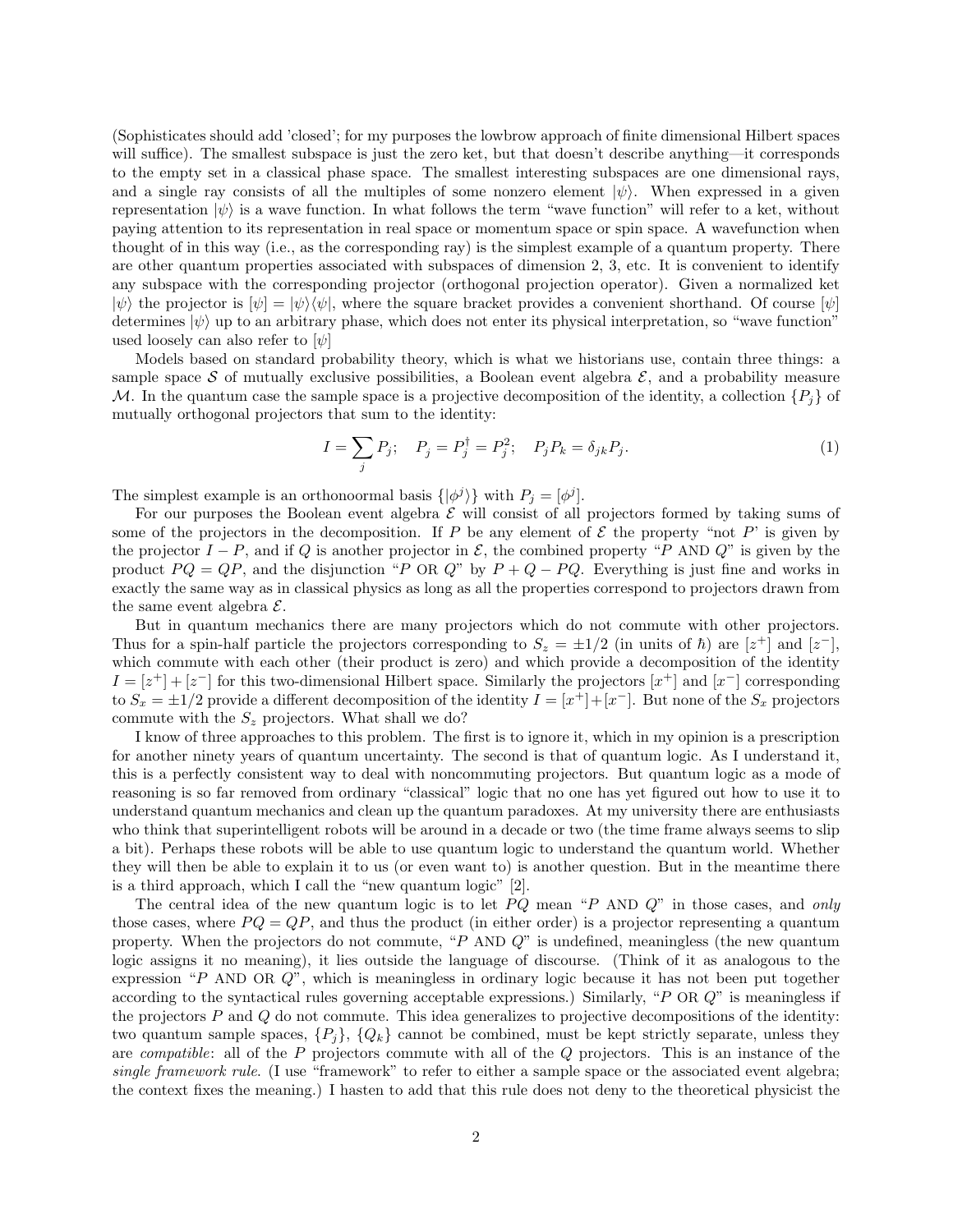(Sophisticates should add 'closed'; for my purposes the lowbrow approach of finite dimensional Hilbert spaces will suffice). The smallest subspace is just the zero ket, but that doesn't describe anything—it corresponds to the empty set in a classical phase space. The smallest interesting subspaces are one dimensional rays, and a single ray consists of all the multiples of some nonzero element $|\psi\rangle$. When expressed in a given representation $|\psi\rangle$ is a wave function. In what follows the term "wave function" will refer to a ket, without paying attention to its representation in real space or momentum space or spin space. A wavefunction when thought of in this way (i.e., as the corresponding ray) is the simplest example of a quantum property. There are other quantum properties associated with subspaces of dimension 2, 3, etc. It is convenient to identify any subspace with the corresponding projector (orthogonal projection operator). Given a normalized ket $|\psi\rangle$ the projector is $[\psi] = |\psi\rangle\langle\psi|$, where the square bracket provides a convenient shorthand. Of course $[\psi]$ determines $|\psi\rangle$ up to an arbitrary phase, which does not enter its physical interpretation, so "wave function" used loosely can also refer to $[\psi]$

Models based on standard probability theory, which is what we historians use, contain three things: a sample space $\mathcal{S}$ of mutually exclusive possibilities, a Boolean event algebra $\mathcal{E}$, and a probability measure $\mathcal{M}$. In the quantum case the sample space is a projective decomposition of the identity, a collection $\{P_j\}$ of mutually orthogonal projectors that sum to the identity:

$$I = \sum_j P_j; \quad P_j = P_j^\dagger = P_j^2; \quad P_j P_k = \delta_{jk} P_j. \tag{1}$$

The simplest example is an orthonoormal basis $\{|\phi^j\rangle\}$ with $P_j = [\phi^j]$.

For our purposes the Boolean event algebra $\mathcal{E}$ will consist of all projectors formed by taking sums of some of the projectors in the decomposition. If $P$ be any element of $\mathcal{E}$ the property "not $P$' is given by the projector $I - P$, and if $Q$ is another projector in $\mathcal{E}$, the combined property "$P$ AND $Q$" is given by the product $PQ = QP$, and the disjunction "$P$ OR $Q$" by $P + Q - PQ$. Everything is just fine and works in exactly the same way as in classical physics as long as all the properties correspond to projectors drawn from the same event algebra $\mathcal{E}$.

But in quantum mechanics there are many projectors which do not commute with other projectors. Thus for a spin-half particle the projectors corresponding to $S_z = \pm 1/2$ (in units of $\hbar$) are $[z^+]$ and $[z^-]$, which commute with each other (their product is zero) and which provide a decomposition of the identity $I = [z^+] + [z^-]$ for this two-dimensional Hilbert space. Similarly the projectors $[x^+]$ and $[x^-]$ corresponding to $S_x = \pm 1/2$ provide a different decomposition of the identity $I = [x^+] + [x^-]$. But none of the $S_x$ projectors commute with the $S_z$ projectors. What shall we do?

I know of three approaches to this problem. The first is to ignore it, which in my opinion is a prescription for another ninety years of quantum uncertainty. The second is that of quantum logic. As I understand it, this is a perfectly consistent way to deal with noncommuting projectors. But quantum logic as a mode of reasoning is so far removed from ordinary "classical" logic that no one has yet figured out how to use it to understand quantum mechanics and clean up the quantum paradoxes. At my university there are enthusiasts who think that superintelligent robots will be around in a decade or two (the time frame always seems to slip a bit). Perhaps these robots will be able to use quantum logic to understand the quantum world. Whether they will then be able to explain it to us (or even want to) is another question. But in the meantime there is a third approach, which I call the "new quantum logic" [2].

The central idea of the new quantum logic is to let $PQ$ mean "$P$ AND $Q$" in those cases, and *only* those cases, where $PQ = QP$, and thus the product (in either order) is a projector representing a quantum property. When the projectors do not commute, "$P$ AND $Q$" is undefined, meaningless (the new quantum logic assigns it no meaning), it lies outside the language of discourse. (Think of it as analogous to the expression "$P$ AND OR $Q$", which is meaningless in ordinary logic because it has not been put together according to the syntactical rules governing acceptable expressions.) Similarly, "$P$ OR $Q$" is meaningless if the projectors $P$ and $Q$ do not commute. This idea generalizes to projective decompositions of the identity: two quantum sample spaces, $\{P_j\}$, $\{Q_k\}$ cannot be combined, must be kept strictly separate, unless they are *compatible*: all of the $P$ projectors commute with all of the $Q$ projectors. This is an instance of the *single framework rule*. (I use "framework" to refer to either a sample space or the associated event algebra; the context fixes the meaning.) I hasten to add that this rule does not deny to the theoretical physicist the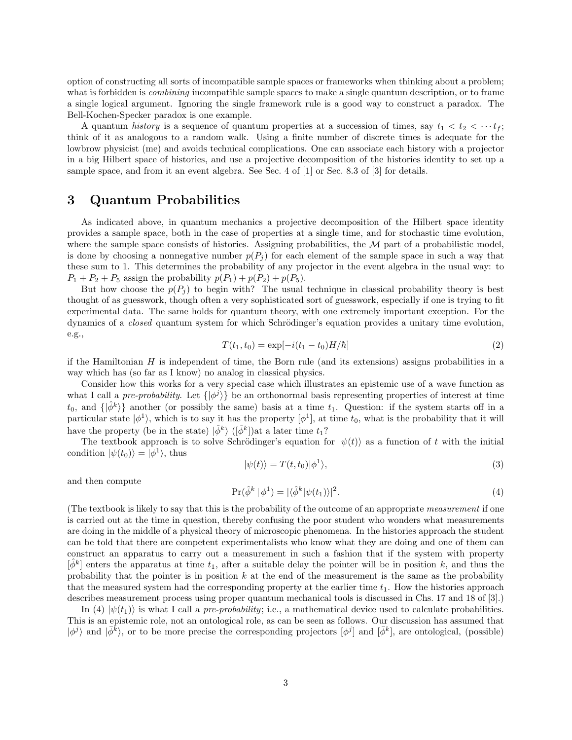option of constructing all sorts of incompatible sample spaces or frameworks when thinking about a problem; what is forbidden is *combining* incompatible sample spaces to make a single quantum description, or to frame a single logical argument. Ignoring the single framework rule is a good way to construct a paradox. The Bell-Kochen-Specker paradox is one example.

A quantum *history* is a sequence of quantum properties at a succession of times, say $t_1 < t_2 < \cdots t_f$; think of it as analogous to a random walk. Using a finite number of discrete times is adequate for the lowbrow physicist (me) and avoids technical complications. One can associate each history with a projector in a big Hilbert space of histories, and use a projective decomposition of the histories identity to set up a sample space, and from it an event algebra. See Sec. 4 of [1] or Sec. 8.3 of [3] for details.

# 3 Quantum Probabilities

As indicated above, in quantum mechanics a projective decomposition of the Hilbert space identity provides a sample space, both in the case of properties at a single time, and for stochastic time evolution, where the sample space consists of histories. Assigning probabilities, the $\mathcal{M}$ part of a probabilistic model, is done by choosing a nonnegative number $p(P_j)$ for each element of the sample space in such a way that these sum to 1. This determines the probability of any projector in the event algebra in the usual way: to $P_1 + P_2 + P_5$ assign the probability $p(P_1) + p(P_2) + p(P_5)$.

But how choose the $p(P_j)$ to begin with? The usual technique in classical probability theory is best thought of as guesswork, though often a very sophisticated sort of guesswork, especially if one is trying to fit experimental data. The same holds for quantum theory, with one extremely important exception. For the dynamics of a *closed* quantum system for which Schrödinger's equation provides a unitary time evolution, e.g.,

$$T(t_1, t_0) = \exp[-i(t_1 - t_0)H/\hbar] \tag{2}$$

if the Hamiltonian $H$ is independent of time, the Born rule (and its extensions) assigns probabilities in a way which has (so far as I know) no analog in classical physics.

Consider how this works for a very special case which illustrates an epistemic use of a wave function as what I call a *pre-probability*. Let $\{|\phi^j\rangle\}$ be an orthonormal basis representing properties of interest at time $t_0$, and $\{|\hat{\phi}^k\rangle\}$ another (or possibly the same) basis at a time $t_1$. Question: if the system starts off in a particular state $|\phi^1\rangle$, which is to say it has the property $[\phi^1]$, at time $t_0$, what is the probability that it will have the property (be in the state) $|\hat{\phi}^k\rangle$ ($[\hat{\phi}^k]$)at a later time $t_1$?

The textbook approach is to solve Schrödinger's equation for $|\psi(t)\rangle$ as a function of $t$ with the initial condition $|\psi(t_0)\rangle = |\phi^1\rangle$, thus

$$|\psi(t)\rangle = T(t, t_0)|\phi^1\rangle, \tag{3}$$

and then compute

$$\Pr(\hat{\phi}^k \,|\, \phi^1) = |\langle\hat{\phi}^k|\psi(t_1)\rangle|^2. \tag{4}$$

(The textbook is likely to say that this is the probability of the outcome of an appropriate *measurement* if one is carried out at the time in question, thereby confusing the poor student who wonders what measurements are doing in the middle of a physical theory of microscopic phenomena. In the histories approach the student can be told that there are competent experimentalists who know what they are doing and one of them can construct an apparatus to carry out a measurement in such a fashion that if the system with property $[\hat{\phi}^k]$ enters the apparatus at time $t_1$, after a suitable delay the pointer will be in position $k$, and thus the probability that the pointer is in position $k$ at the end of the measurement is the same as the probability that the measured system had the corresponding property at the earlier time $t_1$. How the histories approach describes measurement process using proper quantum mechanical tools is discussed in Chs. 17 and 18 of [3].)

In (4) $|\psi(t_1)\rangle$ is what I call a *pre-probability*; i.e., a mathematical device used to calculate probabilities. This is an epistemic role, not an ontological role, as can be seen as follows. Our discussion has assumed that $|\phi^j\rangle$ and $|\bar{\phi}^k\rangle$, or to be more precise the corresponding projectors $[\phi^j]$ and $[\bar{\phi}^k]$, are ontological, (possible)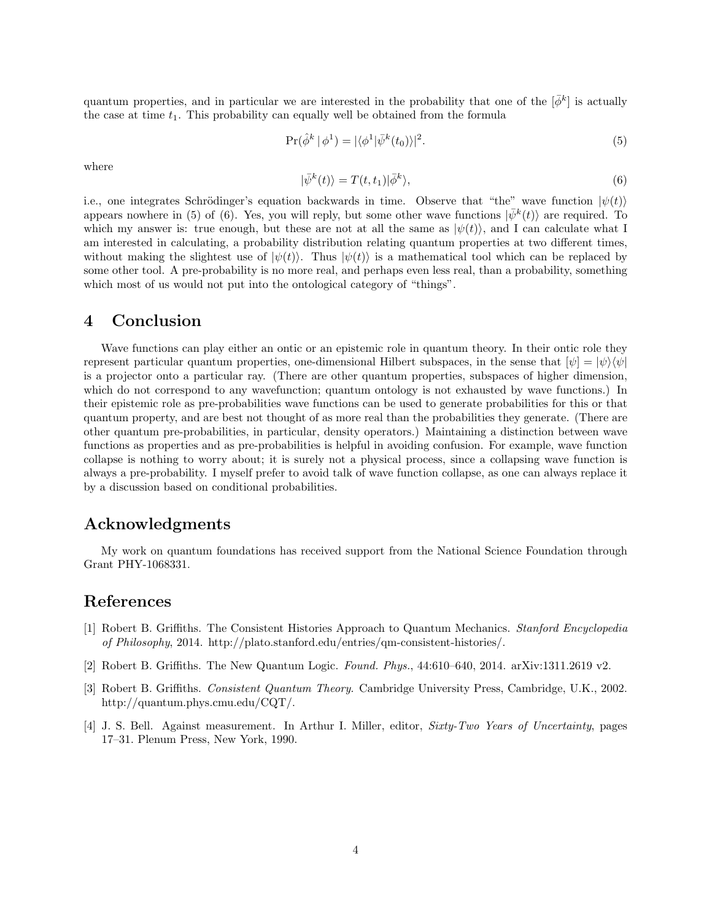quantum properties, and in particular we are interested in the probability that one of the $[\bar{\phi}^k]$ is actually the case at time $t_1$. This probability can equally well be obtained from the formula

$$\Pr(\hat{\phi}^k \mid \phi^1) = |\langle \phi^1 | \bar{\psi}^k(t_0)\rangle|^2. \tag{5}$$

where

$$|\bar{\psi}^k(t)\rangle = T(t, t_1)|\bar{\phi}^k\rangle, \tag{6}$$

i.e., one integrates Schrödinger's equation backwards in time. Observe that "the" wave function $|\psi(t)\rangle$ appears nowhere in (5) of (6). Yes, you will reply, but some other wave functions $|\bar{\psi}^k(t)\rangle$ are required. To which my answer is: true enough, but these are not at all the same as $|\psi(t)\rangle$, and I can calculate what I am interested in calculating, a probability distribution relating quantum properties at two different times, without making the slightest use of $|\psi(t)\rangle$. Thus $|\psi(t)\rangle$ is a mathematical tool which can be replaced by some other tool. A pre-probability is no more real, and perhaps even less real, than a probability, something which most of us would not put into the ontological category of "things".

# 4 Conclusion

Wave functions can play either an ontic or an epistemic role in quantum theory. In their ontic role they represent particular quantum properties, one-dimensional Hilbert subspaces, in the sense that $[\psi] = |\psi\rangle\langle\psi|$ is a projector onto a particular ray. (There are other quantum properties, subspaces of higher dimension, which do not correspond to any wavefunction; quantum ontology is not exhausted by wave functions.) In their epistemic role as pre-probabilities wave functions can be used to generate probabilities for this or that quantum property, and are best not thought of as more real than the probabilities they generate. (There are other quantum pre-probabilities, in particular, density operators.) Maintaining a distinction between wave functions as properties and as pre-probabilities is helpful in avoiding confusion. For example, wave function collapse is nothing to worry about; it is surely not a physical process, since a collapsing wave function is always a pre-probability. I myself prefer to avoid talk of wave function collapse, as one can always replace it by a discussion based on conditional probabilities.

# Acknowledgments

My work on quantum foundations has received support from the National Science Foundation through Grant PHY-1068331.

# References

[1] Robert B. Griffiths. The Consistent Histories Approach to Quantum Mechanics. *Stanford Encyclopedia of Philosophy*, 2014. http://plato.stanford.edu/entries/qm-consistent-histories/.

[2] Robert B. Griffiths. The New Quantum Logic. *Found. Phys.*, 44:610–640, 2014. arXiv:1311.2619 v2.

[3] Robert B. Griffiths. *Consistent Quantum Theory*. Cambridge University Press, Cambridge, U.K., 2002. http://quantum.phys.cmu.edu/CQT/.

[4] J. S. Bell. Against measurement. In Arthur I. Miller, editor, *Sixty-Two Years of Uncertainty*, pages 17–31. Plenum Press, New York, 1990.